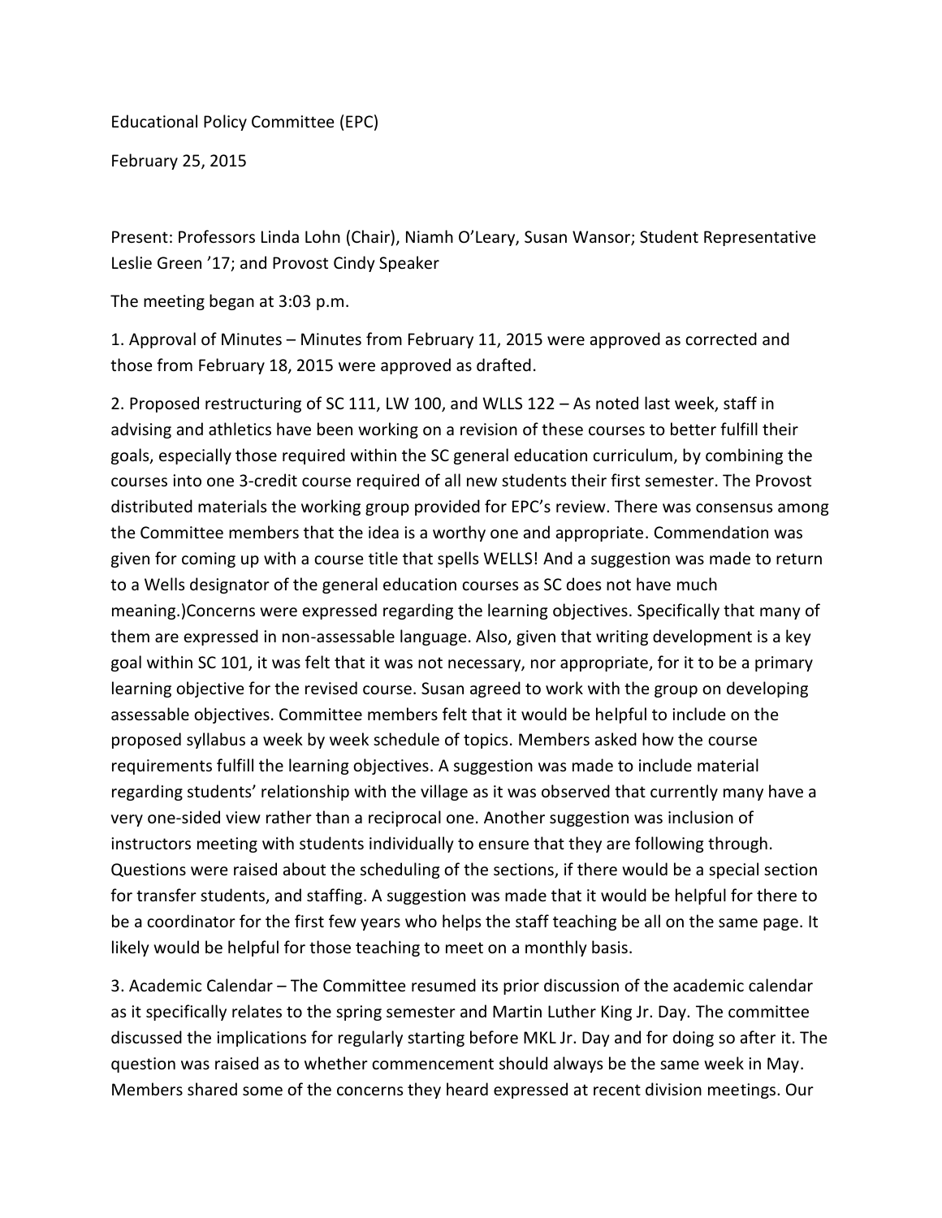Educational Policy Committee (EPC)

February 25, 2015

Present: Professors Linda Lohn (Chair), Niamh O'Leary, Susan Wansor; Student Representative Leslie Green '17; and Provost Cindy Speaker

The meeting began at 3:03 p.m.

1. Approval of Minutes – Minutes from February 11, 2015 were approved as corrected and those from February 18, 2015 were approved as drafted.

2. Proposed restructuring of SC 111, LW 100, and WLLS 122 – As noted last week, staff in advising and athletics have been working on a revision of these courses to better fulfill their goals, especially those required within the SC general education curriculum, by combining the courses into one 3-credit course required of all new students their first semester. The Provost distributed materials the working group provided for EPC's review. There was consensus among the Committee members that the idea is a worthy one and appropriate. Commendation was given for coming up with a course title that spells WELLS! And a suggestion was made to return to a Wells designator of the general education courses as SC does not have much meaning.)Concerns were expressed regarding the learning objectives. Specifically that many of them are expressed in non-assessable language. Also, given that writing development is a key goal within SC 101, it was felt that it was not necessary, nor appropriate, for it to be a primary learning objective for the revised course. Susan agreed to work with the group on developing assessable objectives. Committee members felt that it would be helpful to include on the proposed syllabus a week by week schedule of topics. Members asked how the course requirements fulfill the learning objectives. A suggestion was made to include material regarding students' relationship with the village as it was observed that currently many have a very one-sided view rather than a reciprocal one. Another suggestion was inclusion of instructors meeting with students individually to ensure that they are following through. Questions were raised about the scheduling of the sections, if there would be a special section for transfer students, and staffing. A suggestion was made that it would be helpful for there to be a coordinator for the first few years who helps the staff teaching be all on the same page. It likely would be helpful for those teaching to meet on a monthly basis.

3. Academic Calendar – The Committee resumed its prior discussion of the academic calendar as it specifically relates to the spring semester and Martin Luther King Jr. Day. The committee discussed the implications for regularly starting before MKL Jr. Day and for doing so after it. The question was raised as to whether commencement should always be the same week in May. Members shared some of the concerns they heard expressed at recent division meetings. Our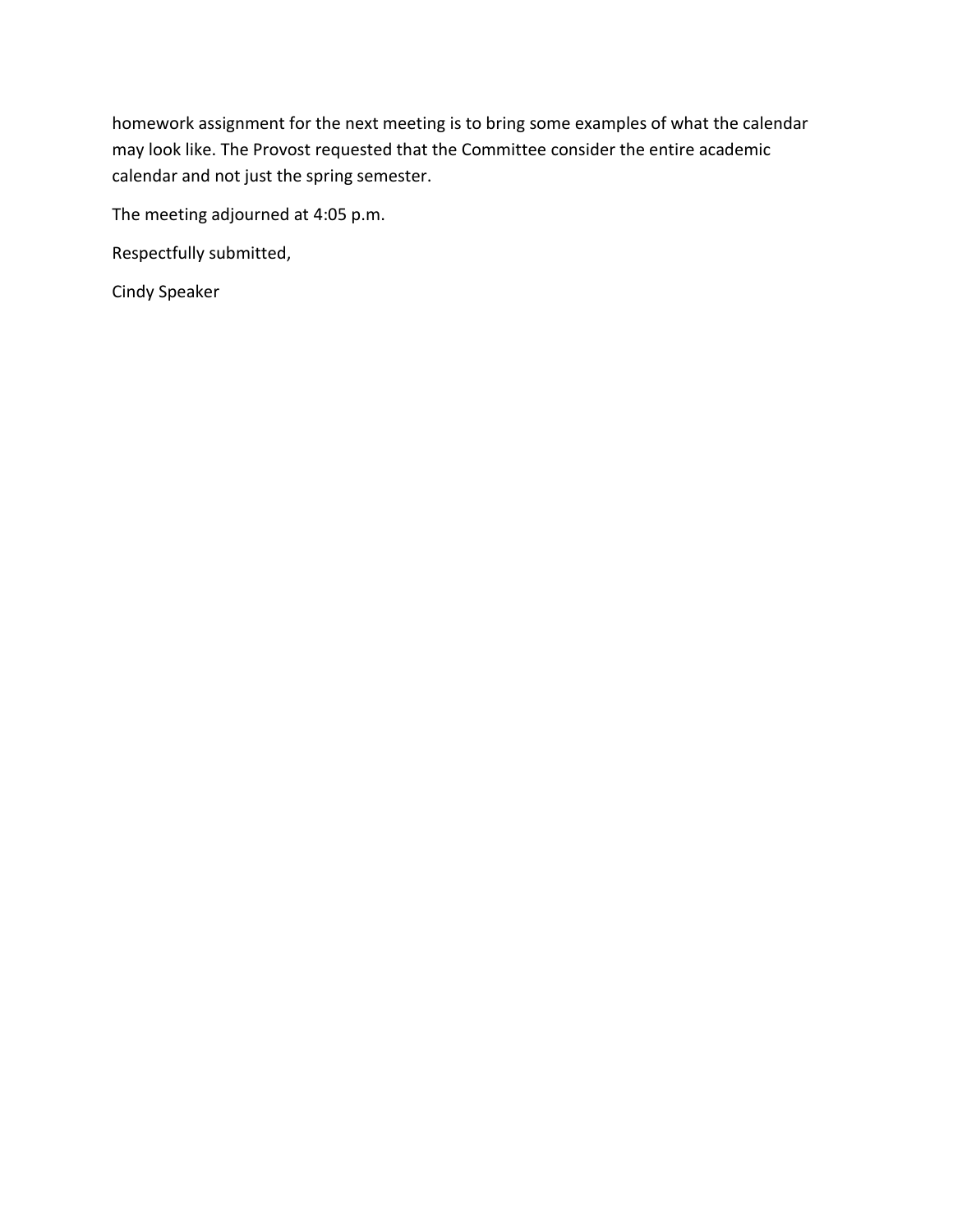homework assignment for the next meeting is to bring some examples of what the calendar may look like. The Provost requested that the Committee consider the entire academic calendar and not just the spring semester.

The meeting adjourned at 4:05 p.m.

Respectfully submitted,

Cindy Speaker